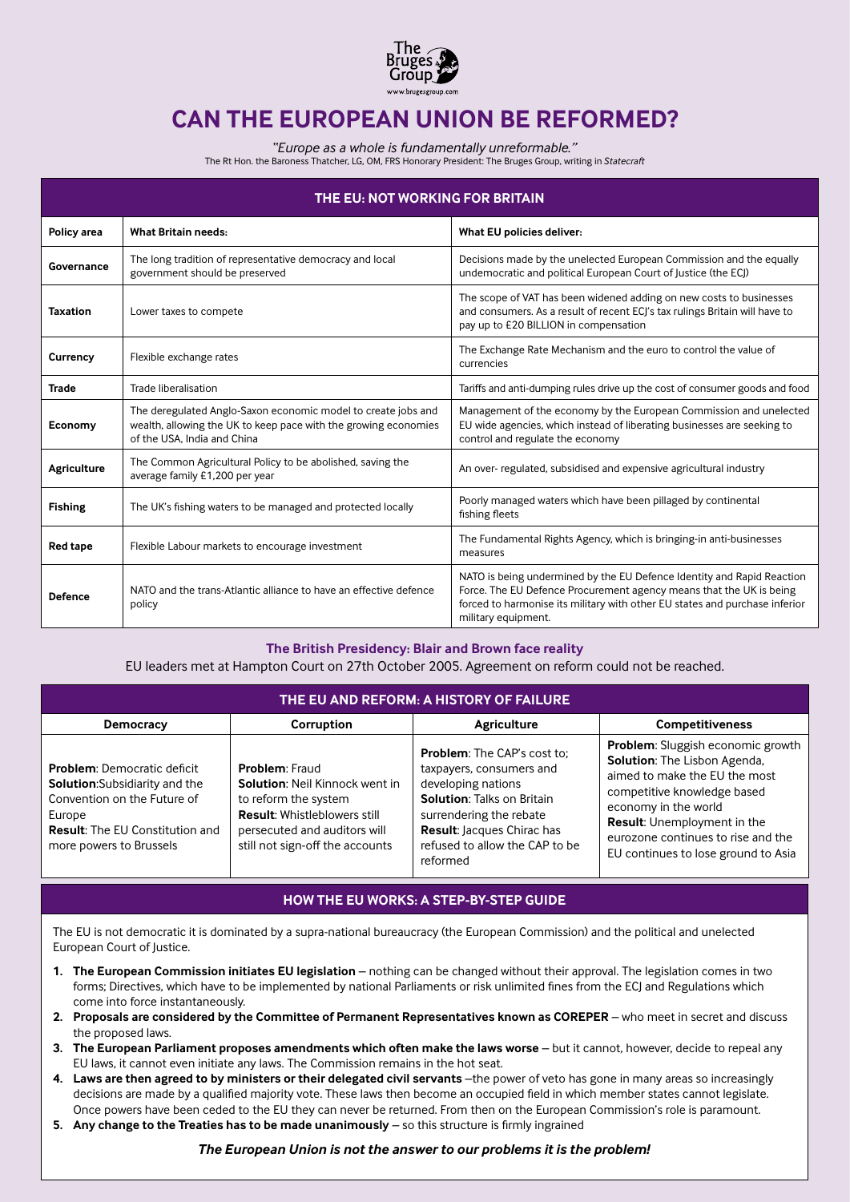The Bruges Group
www.brugesgroup.com

# CAN THE EUROPEAN UNION BE REFORMED?

*"Europe as a whole is fundamentally unreformable."*
The Rt Hon. the Baroness Thatcher, LG, OM, FRS Honorary President: The Bruges Group, writing in *Statecraft*

## THE EU: NOT WORKING FOR BRITAIN

| Policy area | What Britain needs: | What EU policies deliver: |
|---|---|---|
| **Governance** | The long tradition of representative democracy and local government should be preserved | Decisions made by the unelected European Commission and the equally undemocratic and political European Court of Justice (the ECJ) |
| **Taxation** | Lower taxes to compete | The scope of VAT has been widened adding on new costs to businesses and consumers. As a result of recent ECJ's tax rulings Britain will have to pay up to £20 BILLION in compensation |
| **Currency** | Flexible exchange rates | The Exchange Rate Mechanism and the euro to control the value of currencies |
| **Trade** | Trade liberalisation | Tariffs and anti-dumping rules drive up the cost of consumer goods and food |
| **Economy** | The deregulated Anglo-Saxon economic model to create jobs and wealth, allowing the UK to keep pace with the growing economies of the USA, India and China | Management of the economy by the European Commission and unelected EU wide agencies, which instead of liberating businesses are seeking to control and regulate the economy |
| **Agriculture** | The Common Agricultural Policy to be abolished, saving the average family £1,200 per year | An over- regulated, subsidised and expensive agricultural industry |
| **Fishing** | The UK's fishing waters to be managed and protected locally | Poorly managed waters which have been pillaged by continental fishing fleets |
| **Red tape** | Flexible Labour markets to encourage investment | The Fundamental Rights Agency, which is bringing-in anti-businesses measures |
| **Defence** | NATO and the trans-Atlantic alliance to have an effective defence policy | NATO is being undermined by the EU Defence Identity and Rapid Reaction Force. The EU Defence Procurement agency means that the UK is being forced to harmonise its military with other EU states and purchase inferior military equipment. |

### The British Presidency: Blair and Brown face reality

EU leaders met at Hampton Court on 27th October 2005. Agreement on reform could not be reached.

## THE EU AND REFORM: A HISTORY OF FAILURE

| Democracy | Corruption | Agriculture | Competitiveness |
|---|---|---|---|
| **Problem**: Democratic deficit<br>**Solution**:Subsidiarity and the Convention on the Future of Europe<br>**Result**: The EU Constitution and more powers to Brussels | **Problem**: Fraud<br>**Solution**: Neil Kinnock went in to reform the system<br>**Result**: Whistleblowers still persecuted and auditors will still not sign-off the accounts | **Problem**: The CAP's cost to; taxpayers, consumers and developing nations<br>**Solution**: Talks on Britain surrendering the rebate<br>**Result**: Jacques Chirac has refused to allow the CAP to be reformed | **Problem**: Sluggish economic growth<br>**Solution**: The Lisbon Agenda, aimed to make the EU the most competitive knowledge based economy in the world<br>**Result**: Unemployment in the eurozone continues to rise and the EU continues to lose ground to Asia |

## HOW THE EU WORKS: A STEP-BY-STEP GUIDE

The EU is not democratic it is dominated by a supra-national bureaucracy (the European Commission) and the political and unelected European Court of Justice.

1. **The European Commission initiates EU legislation** – nothing can be changed without their approval. The legislation comes in two forms; Directives, which have to be implemented by national Parliaments or risk unlimited fines from the ECJ and Regulations which come into force instantaneously.
2. **Proposals are considered by the Committee of Permanent Representatives known as COREPER** – who meet in secret and discuss the proposed laws.
3. **The European Parliament proposes amendments which often make the laws worse** – but it cannot, however, decide to repeal any EU laws, it cannot even initiate any laws. The Commission remains in the hot seat.
4. **Laws are then agreed to by ministers or their delegated civil servants** –the power of veto has gone in many areas so increasingly decisions are made by a qualified majority vote. These laws then become an occupied field in which member states cannot legislate. Once powers have been ceded to the EU they can never be returned. From then on the European Commission's role is paramount.
5. **Any change to the Treaties has to be made unanimously** – so this structure is firmly ingrained

***The European Union is not the answer to our problems it is the problem!***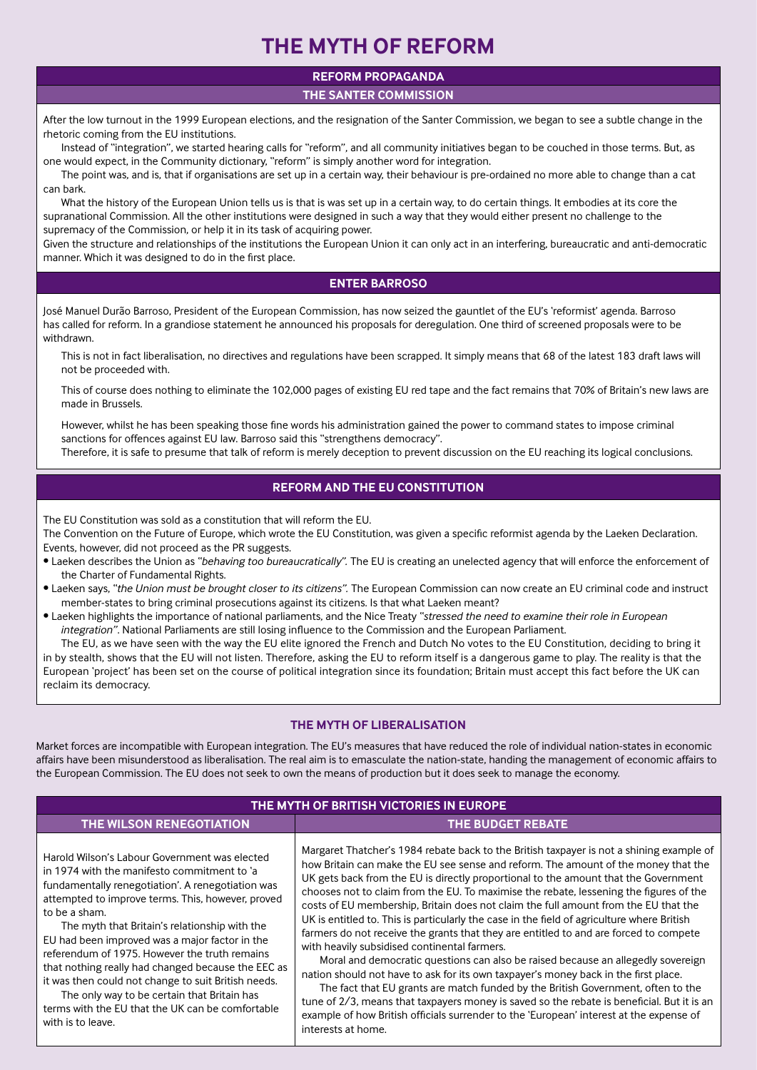# THE MYTH OF REFORM

## REFORM PROPAGANDA

### THE SANTER COMMISSION

After the low turnout in the 1999 European elections, and the resignation of the Santer Commission, we began to see a subtle change in the rhetoric coming from the EU institutions.

Instead of "integration", we started hearing calls for "reform", and all community initiatives began to be couched in those terms. But, as one would expect, in the Community dictionary, "reform" is simply another word for integration.

The point was, and is, that if organisations are set up in a certain way, their behaviour is pre-ordained no more able to change than a cat can bark.

What the history of the European Union tells us is that is was set up in a certain way, to do certain things. It embodies at its core the supranational Commission. All the other institutions were designed in such a way that they would either present no challenge to the supremacy of the Commission, or help it in its task of acquiring power.

Given the structure and relationships of the institutions the European Union it can only act in an interfering, bureaucratic and anti-democratic manner. Which it was designed to do in the first place.

### ENTER BARROSO

José Manuel Durão Barroso, President of the European Commission, has now seized the gauntlet of the EU's 'reformist' agenda. Barroso has called for reform. In a grandiose statement he announced his proposals for deregulation. One third of screened proposals were to be withdrawn.

This is not in fact liberalisation, no directives and regulations have been scrapped. It simply means that 68 of the latest 183 draft laws will not be proceeded with.

This of course does nothing to eliminate the 102,000 pages of existing EU red tape and the fact remains that 70% of Britain's new laws are made in Brussels.

However, whilst he has been speaking those fine words his administration gained the power to command states to impose criminal sanctions for offences against EU law. Barroso said this "strengthens democracy".

Therefore, it is safe to presume that talk of reform is merely deception to prevent discussion on the EU reaching its logical conclusions.

### REFORM AND THE EU CONSTITUTION

The EU Constitution was sold as a constitution that will reform the EU.

The Convention on the Future of Europe, which wrote the EU Constitution, was given a specific reformist agenda by the Laeken Declaration. Events, however, did not proceed as the PR suggests.

- Laeken describes the Union as *"behaving too bureaucratically"*. The EU is creating an unelected agency that will enforce the enforcement of the Charter of Fundamental Rights.
- Laeken says, *"the Union must be brought closer to its citizens"*. The European Commission can now create an EU criminal code and instruct member-states to bring criminal prosecutions against its citizens. Is that what Laeken meant?
- Laeken highlights the importance of national parliaments, and the Nice Treaty *"stressed the need to examine their role in European integration"*. National Parliaments are still losing influence to the Commission and the European Parliament.

The EU, as we have seen with the way the EU elite ignored the French and Dutch No votes to the EU Constitution, deciding to bring it in by stealth, shows that the EU will not listen. Therefore, asking the EU to reform itself is a dangerous game to play. The reality is that the European 'project' has been set on the course of political integration since its foundation; Britain must accept this fact before the UK can reclaim its democracy.

## THE MYTH OF LIBERALISATION

Market forces are incompatible with European integration. The EU's measures that have reduced the role of individual nation-states in economic affairs have been misunderstood as liberalisation. The real aim is to emasculate the nation-state, handing the management of economic affairs to the European Commission. The EU does not seek to own the means of production but it does seek to manage the economy.

## THE MYTH OF BRITISH VICTORIES IN EUROPE

### THE WILSON RENEGOTIATION

Harold Wilson's Labour Government was elected in 1974 with the manifesto commitment to 'a fundamentally renegotiation'. A renegotiation was attempted to improve terms. This, however, proved to be a sham.

The myth that Britain's relationship with the EU had been improved was a major factor in the referendum of 1975. However the truth remains that nothing really had changed because the EEC as it was then could not change to suit British needs.

The only way to be certain that Britain has terms with the EU that the UK can be comfortable with is to leave.

### THE BUDGET REBATE

Margaret Thatcher's 1984 rebate back to the British taxpayer is not a shining example of how Britain can make the EU see sense and reform. The amount of the money that the UK gets back from the EU is directly proportional to the amount that the Government chooses not to claim from the EU. To maximise the rebate, lessening the figures of the costs of EU membership, Britain does not claim the full amount from the EU that the UK is entitled to. This is particularly the case in the field of agriculture where British farmers do not receive the grants that they are entitled to and are forced to compete with heavily subsidised continental farmers.

Moral and democratic questions can also be raised because an allegedly sovereign nation should not have to ask for its own taxpayer's money back in the first place.

The fact that EU grants are match funded by the British Government, often to the tune of 2/3, means that taxpayers money is saved so the rebate is beneficial. But it is an example of how British officials surrender to the 'European' interest at the expense of interests at home.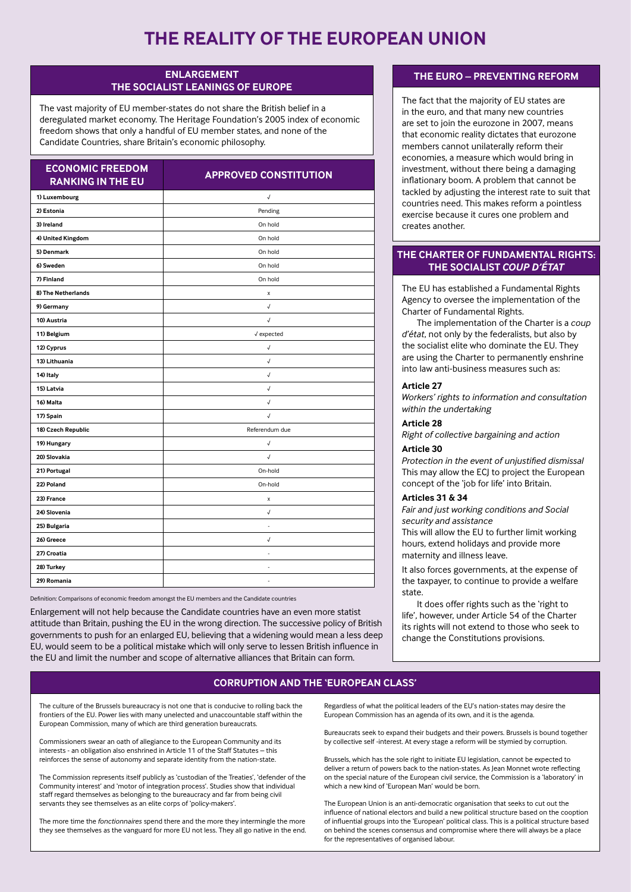# THE REALITY OF THE EUROPEAN UNION

## ENLARGEMENT
## THE SOCIALIST LEANINGS OF EUROPE

The vast majority of EU member-states do not share the British belief in a deregulated market economy. The Heritage Foundation's 2005 index of economic freedom shows that only a handful of EU member states, and none of the Candidate Countries, share Britain's economic philosophy.

| ECONOMIC FREEDOM RANKING IN THE EU | APPROVED CONSTITUTION |
|---|---|
| 1) Luxembourg | √ |
| 2) Estonia | Pending |
| 3) Ireland | On hold |
| 4) United Kingdom | On hold |
| 5) Denmark | On hold |
| 6) Sweden | On hold |
| 7) Finland | On hold |
| 8) The Netherlands | x |
| 9) Germany | √ |
| 10) Austria | √ |
| 11) Belgium | √ expected |
| 12) Cyprus | √ |
| 13) Lithuania | √ |
| 14) Italy | √ |
| 15) Latvia | √ |
| 16) Malta | √ |
| 17) Spain | √ |
| 18) Czech Republic | Referendum due |
| 19) Hungary | √ |
| 20) Slovakia | √ |
| 21) Portugal | On-hold |
| 22) Poland | On-hold |
| 23) France | x |
| 24) Slovenia | √ |
| 25) Bulgaria | - |
| 26) Greece | √ |
| 27) Croatia | - |
| 28) Turkey | - |
| 29) Romania | - |

Definition: Comparisons of economic freedom amongst the EU members and the Candidate countries

Enlargement will not help because the Candidate countries have an even more statist attitude than Britain, pushing the EU in the wrong direction. The successive policy of British governments to push for an enlarged EU, believing that a widening would mean a less deep EU, would seem to be a political mistake which will only serve to lessen British influence in the EU and limit the number and scope of alternative alliances that Britain can form.

## THE EURO – PREVENTING REFORM

The fact that the majority of EU states are in the euro, and that many new countries are set to join the eurozone in 2007, means that economic reality dictates that eurozone members cannot unilaterally reform their economies, a measure which would bring in investment, without there being a damaging inflationary boom. A problem that cannot be tackled by adjusting the interest rate to suit that countries need. This makes reform a pointless exercise because it cures one problem and creates another.

## THE CHARTER OF FUNDAMENTAL RIGHTS: THE SOCIALIST *COUP D'ÉTAT*

The EU has established a Fundamental Rights Agency to oversee the implementation of the Charter of Fundamental Rights.

The implementation of the Charter is a *coup d'état*, not only by the federalists, but also by the socialist elite who dominate the EU. They are using the Charter to permanently enshrine into law anti-business measures such as:

**Article 27**

*Workers' rights to information and consultation within the undertaking*

**Article 28**

*Right of collective bargaining and action*

**Article 30**

*Protection in the event of unjustified dismissal*
This may allow the ECJ to project the European concept of the 'job for life' into Britain.

**Articles 31 & 34**

*Fair and just working conditions and Social security and assistance*
This will allow the EU to further limit working hours, extend holidays and provide more maternity and illness leave.

It also forces governments, at the expense of the taxpayer, to continue to provide a welfare state.

It does offer rights such as the 'right to life', however, under Article 54 of the Charter its rights will not extend to those who seek to change the Constitutions provisions.

## CORRUPTION AND THE 'EUROPEAN CLASS'

The culture of the Brussels bureaucracy is not one that is conducive to rolling back the frontiers of the EU. Power lies with many unelected and unaccountable staff within the European Commission, many of which are third generation bureaucrats.

Commissioners swear an oath of allegiance to the European Community and its interests - an obligation also enshrined in Article 11 of the Staff Statutes – this reinforces the sense of autonomy and separate identity from the nation-state.

The Commission represents itself publicly as 'custodian of the Treaties', 'defender of the Community interest' and 'motor of integration process'. Studies show that individual staff regard themselves as belonging to the bureaucracy and far from being civil servants they see themselves as an elite corps of 'policy-makers'.

The more time the *fonctionnaires* spend there and the more they intermingle the more they see themselves as the vanguard for more EU not less. They all go native in the end.

Regardless of what the political leaders of the EU's nation-states may desire the European Commission has an agenda of its own, and it is the agenda.

Bureaucrats seek to expand their budgets and their powers. Brussels is bound together by collective self -interest. At every stage a reform will be stymied by corruption.

Brussels, which has the sole right to initiate EU legislation, cannot be expected to deliver a return of powers back to the nation-states. As Jean Monnet wrote reflecting on the special nature of the European civil service, the Commission is a 'laboratory' in which a new kind of 'European Man' would be born.

The European Union is an anti-democratic organisation that seeks to cut out the influence of national electors and build a new political structure based on the cooption of influential groups into the 'European' political class. This is a political structure based on behind the scenes consensus and compromise where there will always be a place for the representatives of organised labour.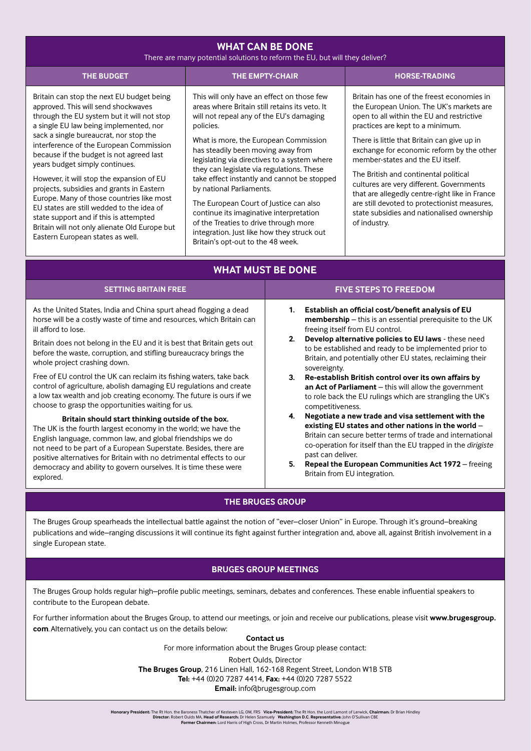## WHAT CAN BE DONE

There are many potential solutions to reform the EU, but will they deliver?

### THE BUDGET

Britain can stop the next EU budget being approved. This will send shockwaves through the EU system but it will not stop a single EU law being implemented, nor sack a single bureaucrat, nor stop the interference of the European Commission because if the budget is not agreed last years budget simply continues.

However, it will stop the expansion of EU projects, subsidies and grants in Eastern Europe. Many of those countries like most EU states are still wedded to the idea of state support and if this is attempted Britain will not only alienate Old Europe but Eastern European states as well.

### THE EMPTY-CHAIR

This will only have an effect on those few areas where Britain still retains its veto. It will not repeal any of the EU's damaging policies.

What is more, the European Commission has steadily been moving away from legislating via directives to a system where they can legislate via regulations. These take effect instantly and cannot be stopped by national Parliaments.

The European Court of Justice can also continue its imaginative interpretation of the Treaties to drive through more integration. Just like how they struck out Britain's opt-out to the 48 week.

### HORSE-TRADING

Britain has one of the freest economies in the European Union. The UK's markets are open to all within the EU and restrictive practices are kept to a minimum.

There is little that Britain can give up in exchange for economic reform by the other member-states and the EU itself.

The British and continental political cultures are very different. Governments that are allegedly centre-right like in France are still devoted to protectionist measures, state subsidies and nationalised ownership of industry.

## WHAT MUST BE DONE

### SETTING BRITAIN FREE

As the United States, India and China spurt ahead flogging a dead horse will be a costly waste of time and resources, which Britain can ill afford to lose.

Britain does not belong in the EU and it is best that Britain gets out before the waste, corruption, and stifling bureaucracy brings the whole project crashing down.

Free of EU control the UK can reclaim its fishing waters, take back control of agriculture, abolish damaging EU regulations and create a low tax wealth and job creating economy. The future is ours if we choose to grasp the opportunities waiting for us.

**Britain should start thinking outside of the box.**

The UK is the fourth largest economy in the world; we have the English language, common law, and global friendships we do not need to be part of a European Superstate. Besides, there are positive alternatives for Britain with no detrimental effects to our democracy and ability to govern ourselves. It is time these were explored.

### FIVE STEPS TO FREEDOM

1. **Establish an official cost/benefit analysis of EU membership** – this is an essential prerequisite to the UK freeing itself from EU control.
2. **Develop alternative policies to EU laws** - these need to be established and ready to be implemented prior to Britain, and potentially other EU states, reclaiming their sovereignty.
3. **Re-establish British control over its own affairs by an Act of Parliament** – this will allow the government to role back the EU rulings which are strangling the UK's competitiveness.
4. **Negotiate a new trade and visa settlement with the existing EU states and other nations in the world** – Britain can secure better terms of trade and international co-operation for itself than the EU trapped in the *dirigiste* past can deliver.
5. **Repeal the European Communities Act 1972** – freeing Britain from EU integration.

## THE BRUGES GROUP

The Bruges Group spearheads the intellectual battle against the notion of "ever–closer Union" in Europe. Through it's ground–breaking publications and wide–ranging discussions it will continue its fight against further integration and, above all, against British involvement in a single European state.

## BRUGES GROUP MEETINGS

The Bruges Group holds regular high–profile public meetings, seminars, debates and conferences. These enable influential speakers to contribute to the European debate.

For further information about the Bruges Group, to attend our meetings, or join and receive our publications, please visit **www.brugesgroup.com**. Alternatively, you can contact us on the details below:

**Contact us**

For more information about the Bruges Group please contact:

Robert Oulds, Director
**The Bruges Group**, 216 Linen Hall, 162-168 Regent Street, London W1B 5TB
**Tel:** +44 (0)20 7287 4414, **Fax:** +44 (0)20 7287 5522
**Email:** info@brugesgroup.com

**Honorary President:** The Rt Hon. the Baroness Thatcher of Kesteven LG, OM, FRS **Vice-President:** The Rt Hon. the Lord Lamont of Lerwick, **Chairman:** Dr Brian Hindley
**Director:** Robert Oulds MA, **Head of Research:** Dr Helen Szamuely **Washington D.C. Representative:** John O'Sullivan CBE
**Former Chairmen:** Lord Harris of High Cross, Dr Martin Holmes, Professor Kenneth Minogue